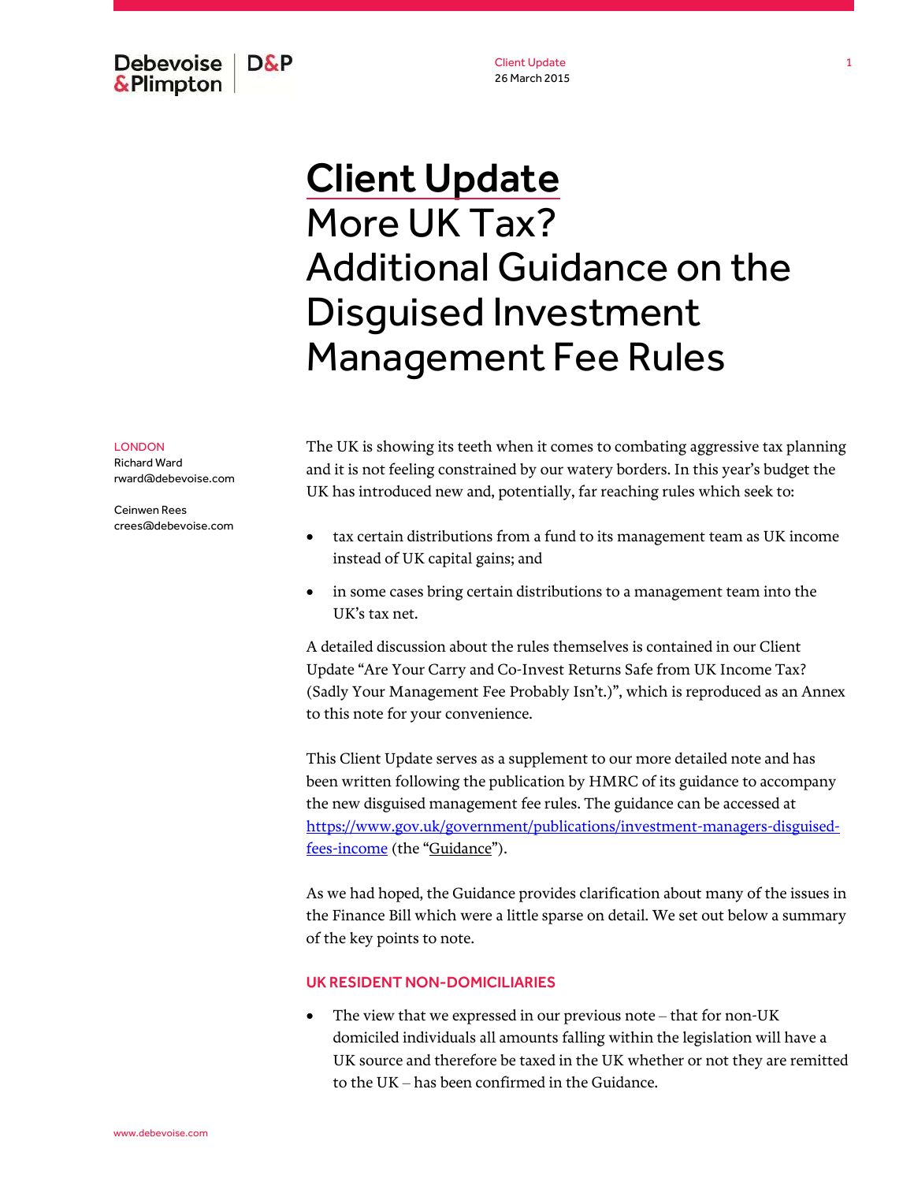# Client Update

# More UK Tax? Additional Guidance on the Disguised Investment Management Fee Rules

LONDON

Richard Ward
rward@debevoise.com

Ceinwen Rees
crees@debevoise.com

The UK is showing its teeth when it comes to combating aggressive tax planning and it is not feeling constrained by our watery borders. In this year's budget the UK has introduced new and, potentially, far reaching rules which seek to:

- tax certain distributions from a fund to its management team as UK income instead of UK capital gains; and
- in some cases bring certain distributions to a management team into the UK's tax net.

A detailed discussion about the rules themselves is contained in our Client Update "Are Your Carry and Co-Invest Returns Safe from UK Income Tax? (Sadly Your Management Fee Probably Isn't.)", which is reproduced as an Annex to this note for your convenience.

This Client Update serves as a supplement to our more detailed note and has been written following the publication by HMRC of its guidance to accompany the new disguised management fee rules. The guidance can be accessed at [https://www.gov.uk/government/publications/investment-managers-disguised-fees-income](https://www.gov.uk/government/publications/investment-managers-disguised-fees-income) (the "Guidance").

As we had hoped, the Guidance provides clarification about many of the issues in the Finance Bill which were a little sparse on detail. We set out below a summary of the key points to note.

## UK RESIDENT NON-DOMICILIARIES

- The view that we expressed in our previous note – that for non-UK domiciled individuals all amounts falling within the legislation will have a UK source and therefore be taxed in the UK whether or not they are remitted to the UK – has been confirmed in the Guidance.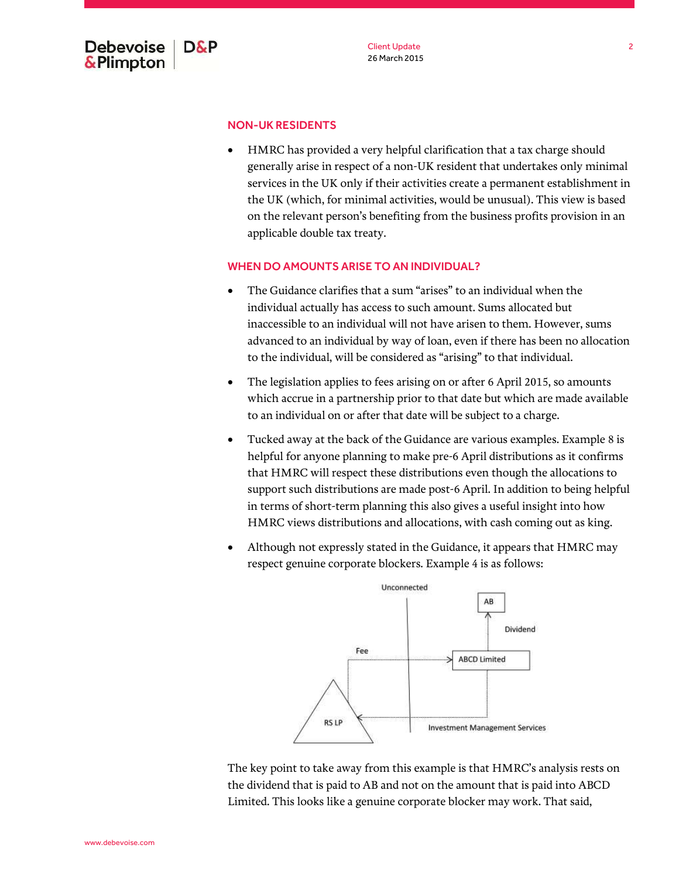## NON-UK RESIDENTS

- HMRC has provided a very helpful clarification that a tax charge should generally arise in respect of a non-UK resident that undertakes only minimal services in the UK only if their activities create a permanent establishment in the UK (which, for minimal activities, would be unusual). This view is based on the relevant person's benefiting from the business profits provision in an applicable double tax treaty.

## WHEN DO AMOUNTS ARISE TO AN INDIVIDUAL?

- The Guidance clarifies that a sum "arises" to an individual when the individual actually has access to such amount. Sums allocated but inaccessible to an individual will not have arisen to them. However, sums advanced to an individual by way of loan, even if there has been no allocation to the individual, will be considered as "arising" to that individual.
- The legislation applies to fees arising on or after 6 April 2015, so amounts which accrue in a partnership prior to that date but which are made available to an individual on or after that date will be subject to a charge.
- Tucked away at the back of the Guidance are various examples. Example 8 is helpful for anyone planning to make pre-6 April distributions as it confirms that HMRC will respect these distributions even though the allocations to support such distributions are made post-6 April. In addition to being helpful in terms of short-term planning this also gives a useful insight into how HMRC views distributions and allocations, with cash coming out as king.
- Although not expressly stated in the Guidance, it appears that HMRC may respect genuine corporate blockers. Example 4 is as follows:

Unconnected

AB

Dividend

Fee

ABCD Limited

RS LP

Investment Management Services

The key point to take away from this example is that HMRC's analysis rests on the dividend that is paid to AB and not on the amount that is paid into ABCD Limited. This looks like a genuine corporate blocker may work. That said,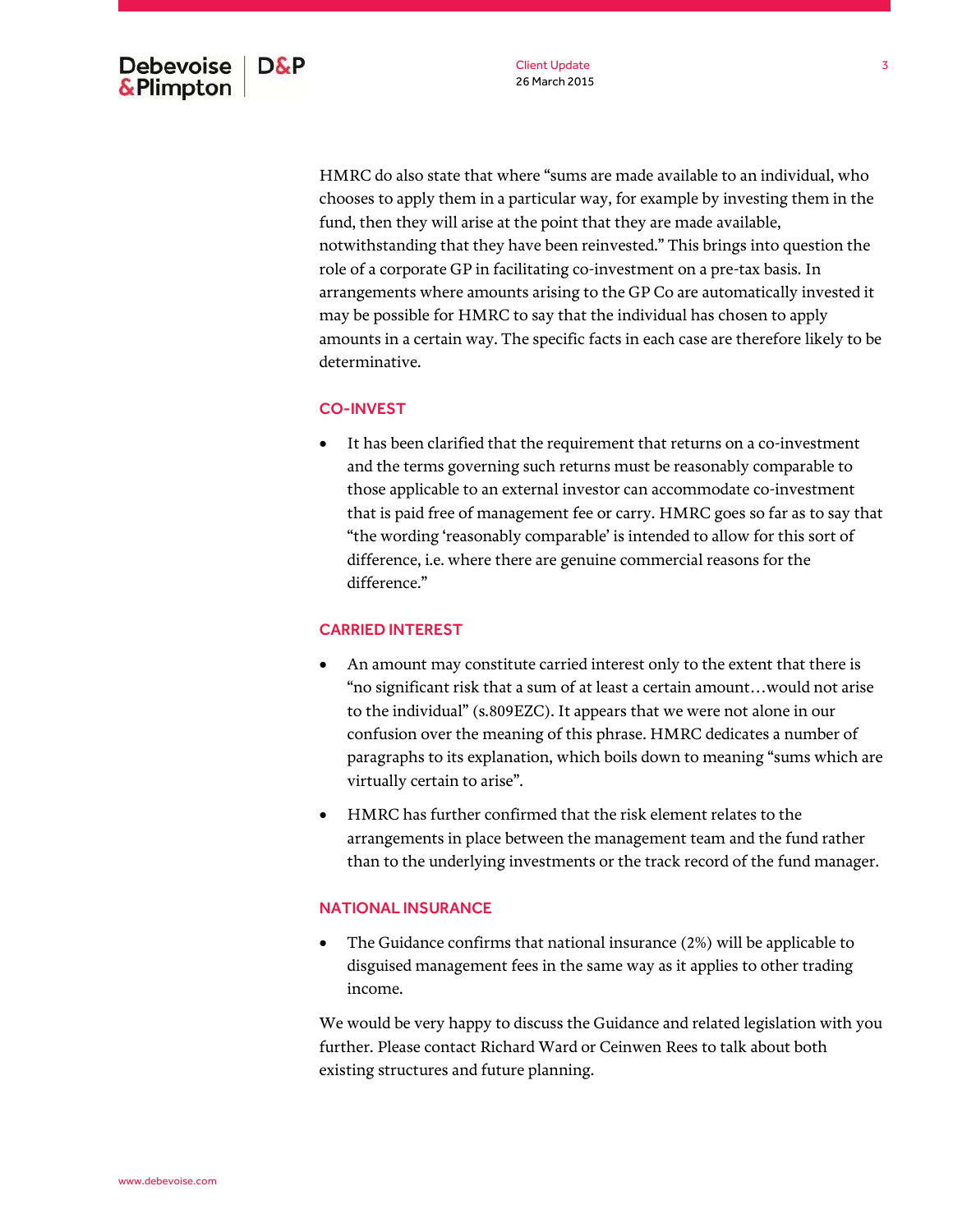HMRC do also state that where "sums are made available to an individual, who chooses to apply them in a particular way, for example by investing them in the fund, then they will arise at the point that they are made available, notwithstanding that they have been reinvested." This brings into question the role of a corporate GP in facilitating co-investment on a pre-tax basis. In arrangements where amounts arising to the GP Co are automatically invested it may be possible for HMRC to say that the individual has chosen to apply amounts in a certain way. The specific facts in each case are therefore likely to be determinative.

## CO-INVEST

- It has been clarified that the requirement that returns on a co-investment and the terms governing such returns must be reasonably comparable to those applicable to an external investor can accommodate co-investment that is paid free of management fee or carry. HMRC goes so far as to say that "the wording 'reasonably comparable' is intended to allow for this sort of difference, i.e. where there are genuine commercial reasons for the difference."

## CARRIED INTEREST

- An amount may constitute carried interest only to the extent that there is "no significant risk that a sum of at least a certain amount…would not arise to the individual" (s.809EZC). It appears that we were not alone in our confusion over the meaning of this phrase. HMRC dedicates a number of paragraphs to its explanation, which boils down to meaning "sums which are virtually certain to arise".
- HMRC has further confirmed that the risk element relates to the arrangements in place between the management team and the fund rather than to the underlying investments or the track record of the fund manager.

## NATIONAL INSURANCE

- The Guidance confirms that national insurance (2%) will be applicable to disguised management fees in the same way as it applies to other trading income.

We would be very happy to discuss the Guidance and related legislation with you further. Please contact Richard Ward or Ceinwen Rees to talk about both existing structures and future planning.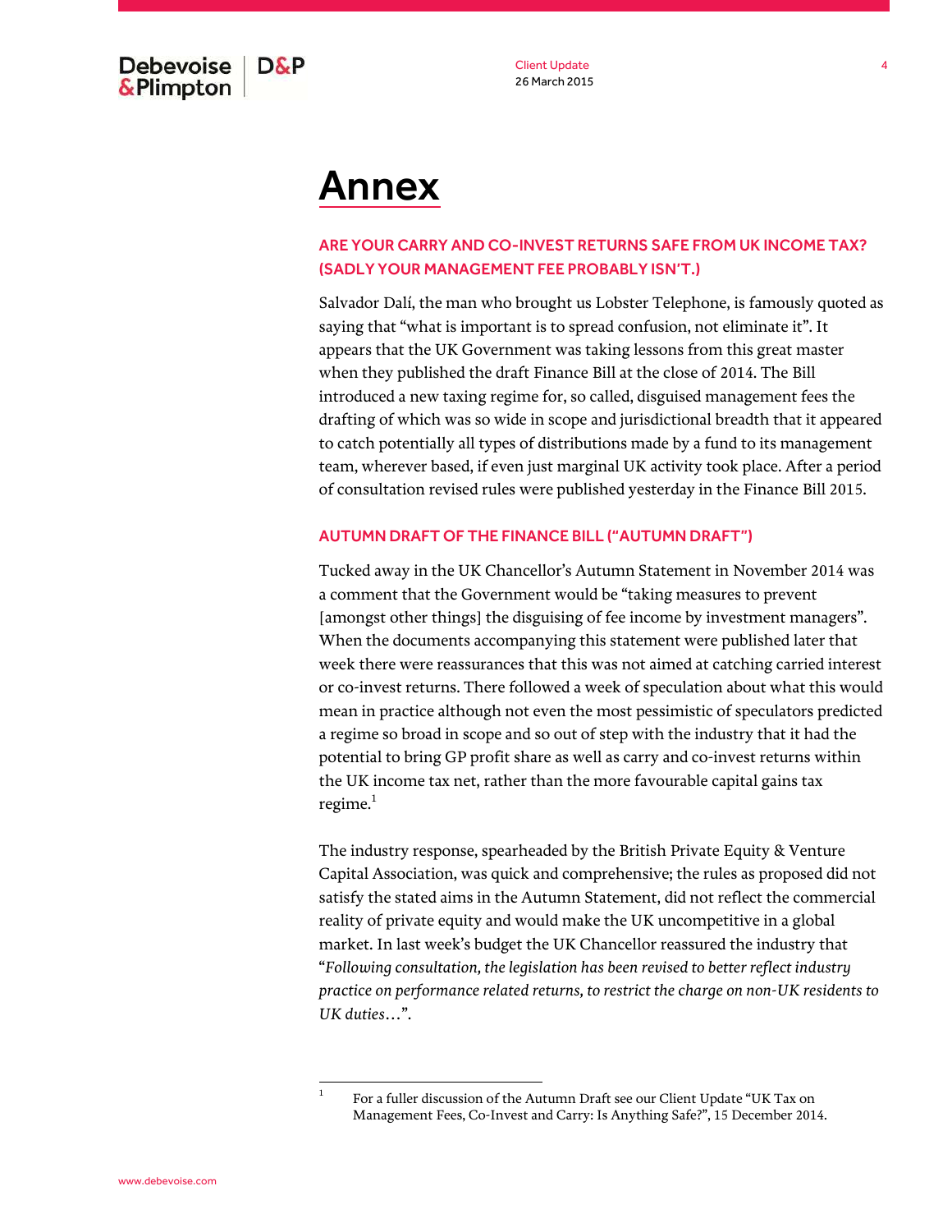# Annex

## ARE YOUR CARRY AND CO-INVEST RETURNS SAFE FROM UK INCOME TAX? (SADLY YOUR MANAGEMENT FEE PROBABLY ISN'T.)

Salvador Dalí, the man who brought us Lobster Telephone, is famously quoted as saying that "what is important is to spread confusion, not eliminate it". It appears that the UK Government was taking lessons from this great master when they published the draft Finance Bill at the close of 2014. The Bill introduced a new taxing regime for, so called, disguised management fees the drafting of which was so wide in scope and jurisdictional breadth that it appeared to catch potentially all types of distributions made by a fund to its management team, wherever based, if even just marginal UK activity took place. After a period of consultation revised rules were published yesterday in the Finance Bill 2015.

## AUTUMN DRAFT OF THE FINANCE BILL ("AUTUMN DRAFT")

Tucked away in the UK Chancellor's Autumn Statement in November 2014 was a comment that the Government would be "taking measures to prevent [amongst other things] the disguising of fee income by investment managers". When the documents accompanying this statement were published later that week there were reassurances that this was not aimed at catching carried interest or co-invest returns. There followed a week of speculation about what this would mean in practice although not even the most pessimistic of speculators predicted a regime so broad in scope and so out of step with the industry that it had the potential to bring GP profit share as well as carry and co-invest returns within the UK income tax net, rather than the more favourable capital gains tax regime.[1]

The industry response, spearheaded by the British Private Equity & Venture Capital Association, was quick and comprehensive; the rules as proposed did not satisfy the stated aims in the Autumn Statement, did not reflect the commercial reality of private equity and would make the UK uncompetitive in a global market. In last week's budget the UK Chancellor reassured the industry that "*Following consultation, the legislation has been revised to better reflect industry practice on performance related returns, to restrict the charge on non-UK residents to UK duties…*".

---

[1] For a fuller discussion of the Autumn Draft see our Client Update "UK Tax on Management Fees, Co-Invest and Carry: Is Anything Safe?", 15 December 2014.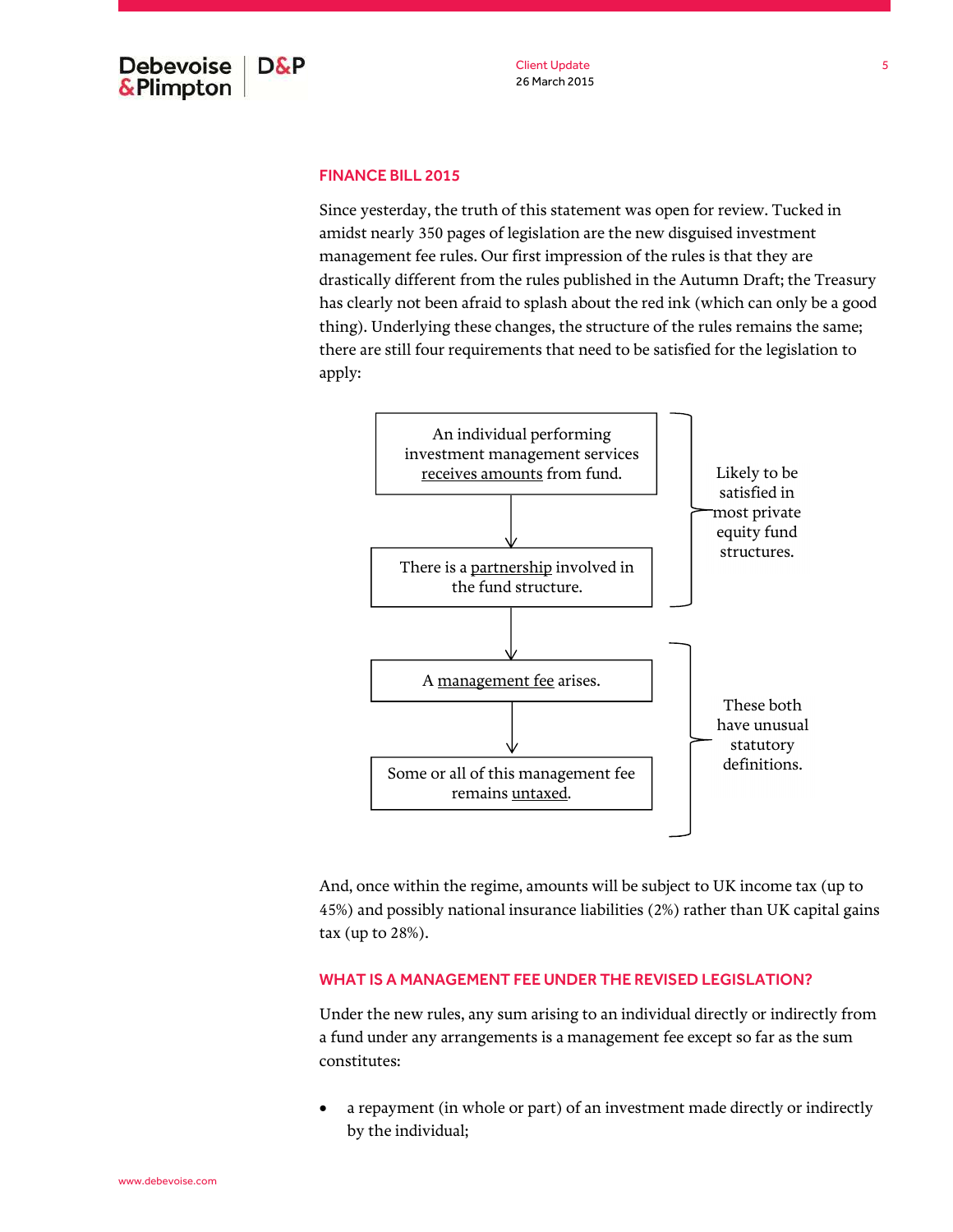## FINANCE BILL 2015

Since yesterday, the truth of this statement was open for review. Tucked in amidst nearly 350 pages of legislation are the new disguised investment management fee rules. Our first impression of the rules is that they are drastically different from the rules published in the Autumn Draft; the Treasury has clearly not been afraid to splash about the red ink (which can only be a good thing). Underlying these changes, the structure of the rules remains the same; there are still four requirements that need to be satisfied for the legislation to apply:

| Requirement | |
|---|---|
| An individual performing investment management services receives amounts from fund. | Likely to be satisfied in most private equity fund structures. |
| ↓ There is a partnership involved in the fund structure. | |
| ↓ A management fee arises. | These both have unusual statutory definitions. |
| ↓ Some or all of this management fee remains untaxed. | |

And, once within the regime, amounts will be subject to UK income tax (up to 45%) and possibly national insurance liabilities (2%) rather than UK capital gains tax (up to 28%).

## WHAT IS A MANAGEMENT FEE UNDER THE REVISED LEGISLATION?

Under the new rules, any sum arising to an individual directly or indirectly from a fund under any arrangements is a management fee except so far as the sum constitutes:

- a repayment (in whole or part) of an investment made directly or indirectly by the individual;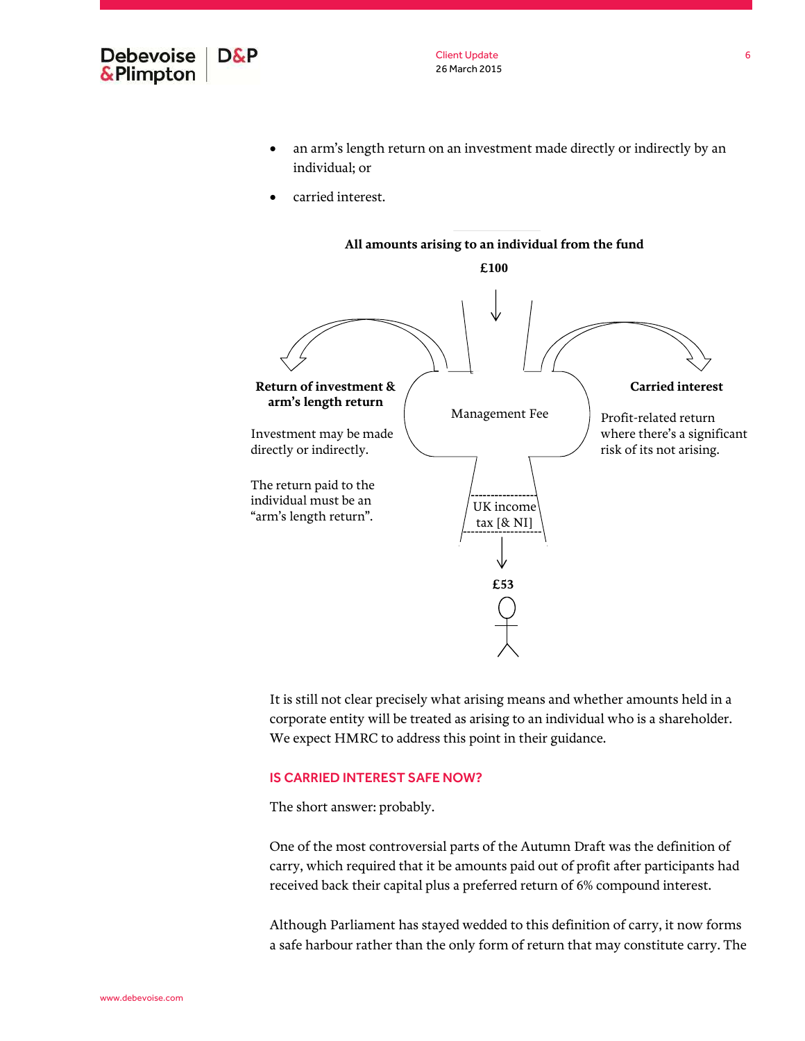- an arm's length return on an investment made directly or indirectly by an individual; or
- carried interest.

**All amounts arising to an individual from the fund**

**£100**

**Return of investment & arm's length return**

Investment may be made directly or indirectly.

The return paid to the individual must be an "arm's length return".

Management Fee

**Carried interest**

Profit-related return where there's a significant risk of its not arising.

UK income tax [& NI]

**£53**

It is still not clear precisely what arising means and whether amounts held in a corporate entity will be treated as arising to an individual who is a shareholder. We expect HMRC to address this point in their guidance.

## IS CARRIED INTEREST SAFE NOW?

The short answer: probably.

One of the most controversial parts of the Autumn Draft was the definition of carry, which required that it be amounts paid out of profit after participants had received back their capital plus a preferred return of 6% compound interest.

Although Parliament has stayed wedded to this definition of carry, it now forms a safe harbour rather than the only form of return that may constitute carry. The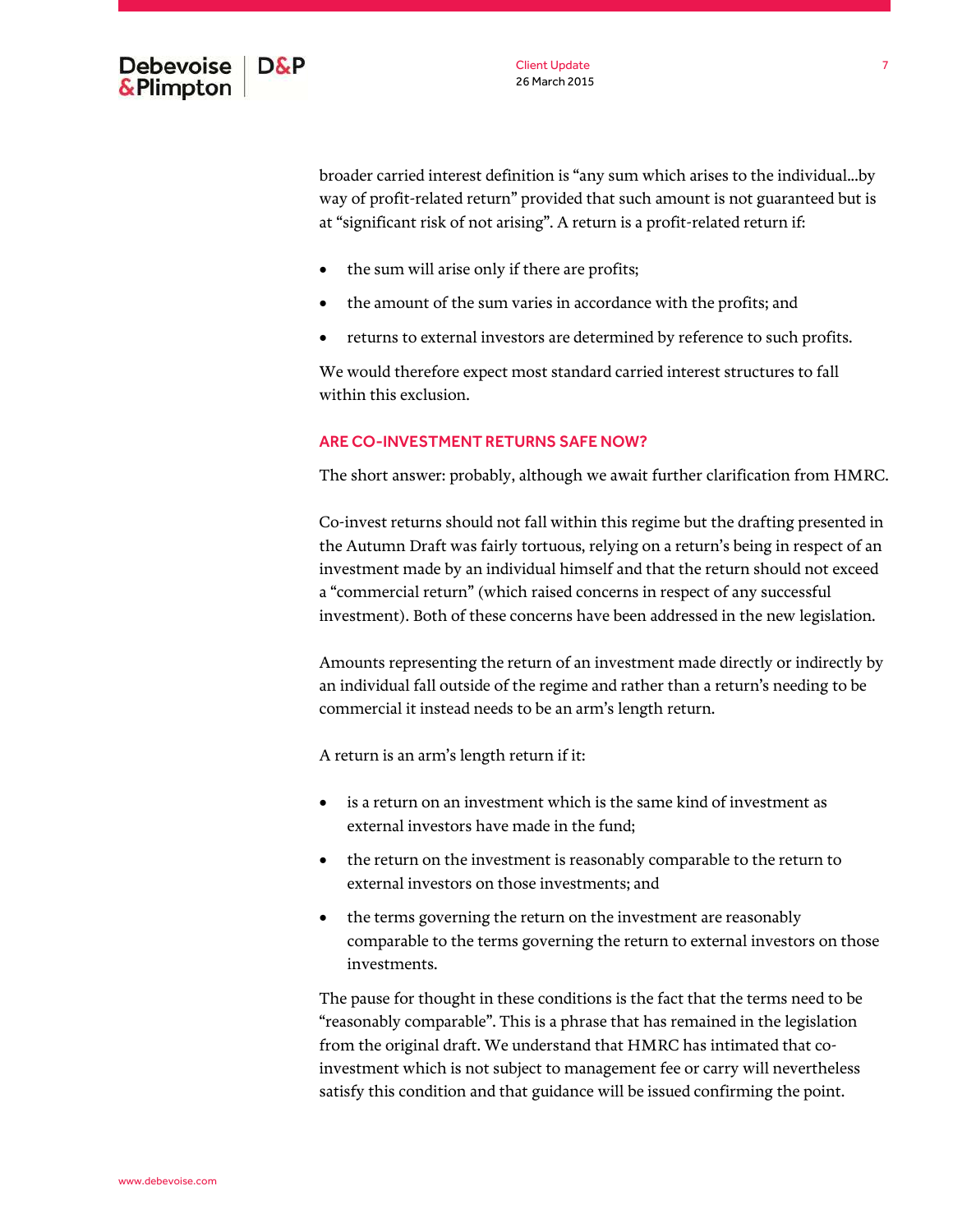broader carried interest definition is "any sum which arises to the individual...by way of profit-related return" provided that such amount is not guaranteed but is at "significant risk of not arising". A return is a profit-related return if:

- the sum will arise only if there are profits;
- the amount of the sum varies in accordance with the profits; and
- returns to external investors are determined by reference to such profits.

We would therefore expect most standard carried interest structures to fall within this exclusion.

## ARE CO-INVESTMENT RETURNS SAFE NOW?

The short answer: probably, although we await further clarification from HMRC.

Co-invest returns should not fall within this regime but the drafting presented in the Autumn Draft was fairly tortuous, relying on a return's being in respect of an investment made by an individual himself and that the return should not exceed a "commercial return" (which raised concerns in respect of any successful investment). Both of these concerns have been addressed in the new legislation.

Amounts representing the return of an investment made directly or indirectly by an individual fall outside of the regime and rather than a return's needing to be commercial it instead needs to be an arm's length return.

A return is an arm's length return if it:

- is a return on an investment which is the same kind of investment as external investors have made in the fund;
- the return on the investment is reasonably comparable to the return to external investors on those investments; and
- the terms governing the return on the investment are reasonably comparable to the terms governing the return to external investors on those investments.

The pause for thought in these conditions is the fact that the terms need to be "reasonably comparable". This is a phrase that has remained in the legislation from the original draft. We understand that HMRC has intimated that co-investment which is not subject to management fee or carry will nevertheless satisfy this condition and that guidance will be issued confirming the point.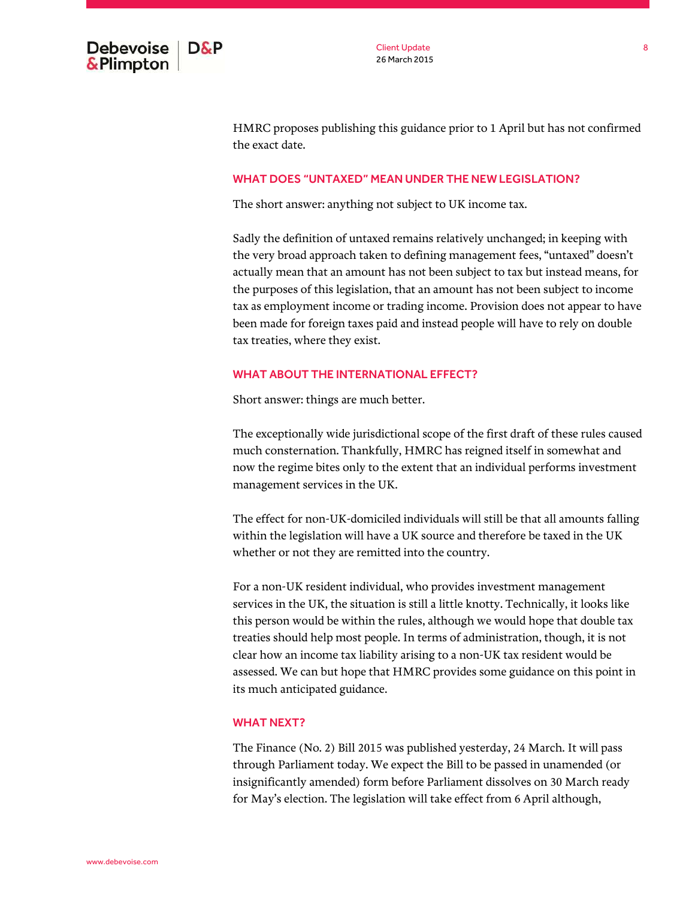HMRC proposes publishing this guidance prior to 1 April but has not confirmed the exact date.

### WHAT DOES "UNTAXED" MEAN UNDER THE NEW LEGISLATION?

The short answer: anything not subject to UK income tax.

Sadly the definition of untaxed remains relatively unchanged; in keeping with the very broad approach taken to defining management fees, "untaxed" doesn't actually mean that an amount has not been subject to tax but instead means, for the purposes of this legislation, that an amount has not been subject to income tax as employment income or trading income. Provision does not appear to have been made for foreign taxes paid and instead people will have to rely on double tax treaties, where they exist.

### WHAT ABOUT THE INTERNATIONAL EFFECT?

Short answer: things are much better.

The exceptionally wide jurisdictional scope of the first draft of these rules caused much consternation. Thankfully, HMRC has reigned itself in somewhat and now the regime bites only to the extent that an individual performs investment management services in the UK.

The effect for non-UK-domiciled individuals will still be that all amounts falling within the legislation will have a UK source and therefore be taxed in the UK whether or not they are remitted into the country.

For a non-UK resident individual, who provides investment management services in the UK, the situation is still a little knotty. Technically, it looks like this person would be within the rules, although we would hope that double tax treaties should help most people. In terms of administration, though, it is not clear how an income tax liability arising to a non-UK tax resident would be assessed. We can but hope that HMRC provides some guidance on this point in its much anticipated guidance.

### WHAT NEXT?

The Finance (No. 2) Bill 2015 was published yesterday, 24 March. It will pass through Parliament today. We expect the Bill to be passed in unamended (or insignificantly amended) form before Parliament dissolves on 30 March ready for May's election. The legislation will take effect from 6 April although,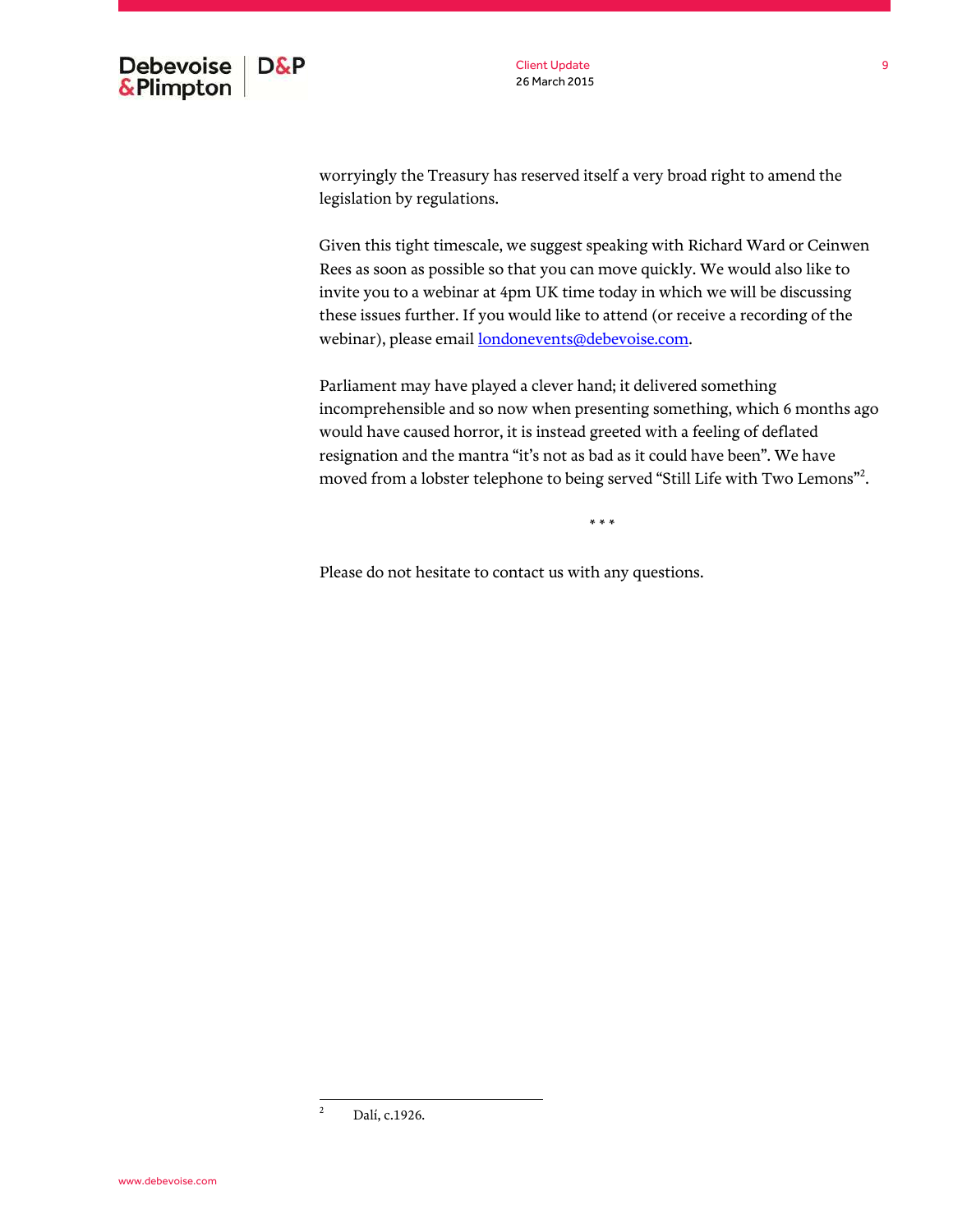worryingly the Treasury has reserved itself a very broad right to amend the legislation by regulations.

Given this tight timescale, we suggest speaking with Richard Ward or Ceinwen Rees as soon as possible so that you can move quickly. We would also like to invite you to a webinar at 4pm UK time today in which we will be discussing these issues further. If you would like to attend (or receive a recording of the webinar), please email londonevents@debevoise.com.

Parliament may have played a clever hand; it delivered something incomprehensible and so now when presenting something, which 6 months ago would have caused horror, it is instead greeted with a feeling of deflated resignation and the mantra "it's not as bad as it could have been". We have moved from a lobster telephone to being served "Still Life with Two Lemons"[2].

\* \* \*

Please do not hesitate to contact us with any questions.

---

[2] Dalí, c.1926.